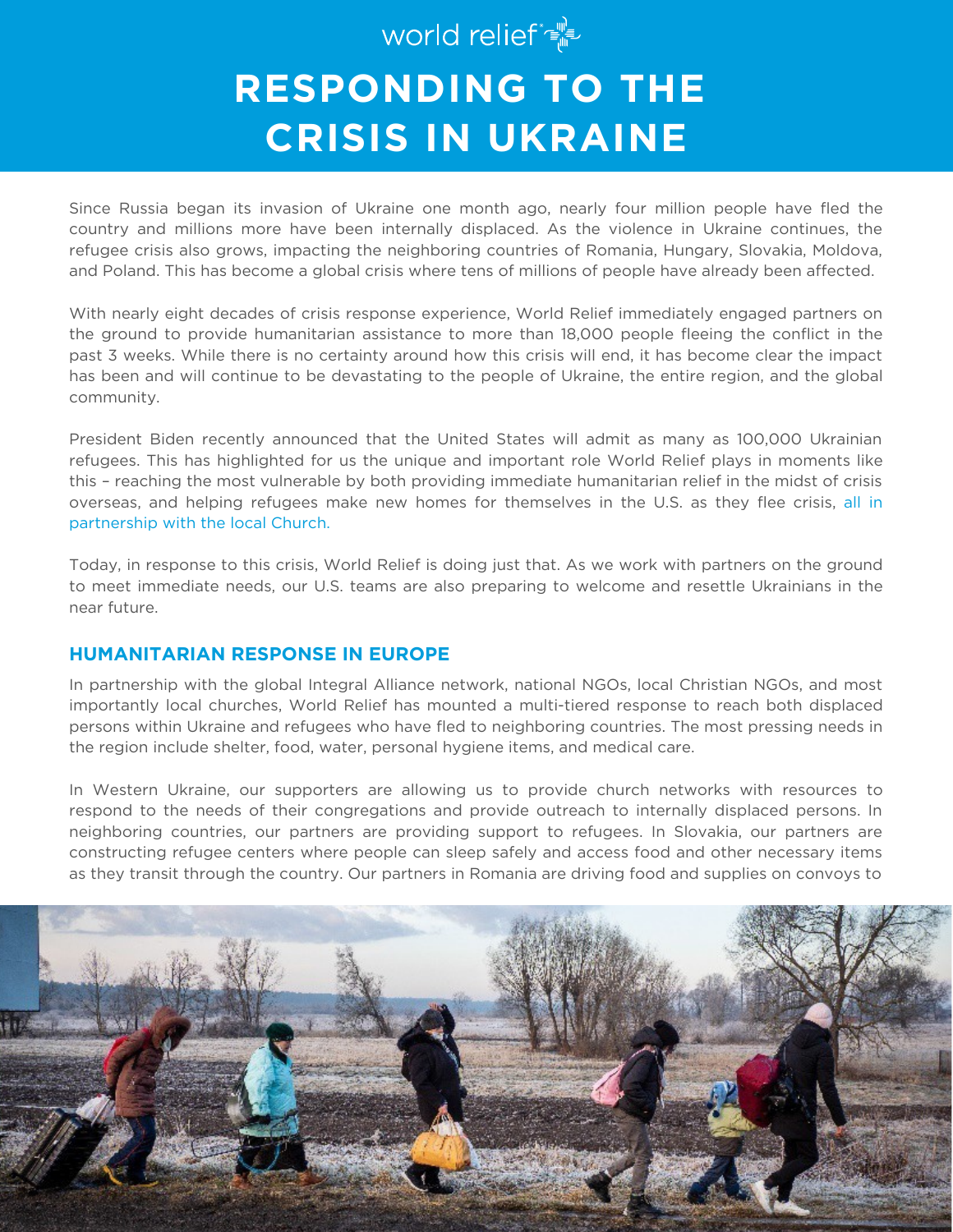world relief

# RESPONDING TO THE CRISIS IN UKRAINE

Since Russia began its invasion of Ukraine one month ago, nearly four million people have fled the country and millions more have been internally displaced. As the violence in Ukraine continues, the refugee crisis also grows, impacting the neighboring countries of Romania, Hungary, Slovakia, Moldova, and Poland. This has become a global crisis where tens of millions of people have already been affected.

With nearly eight decades of crisis response experience, World Relief immediately engaged partners on the ground to provide humanitarian assistance to more than 18,000 people fleeing the conflict in the past 3 weeks. While there is no certainty around how this crisis will end, it has become clear the impact has been and will continue to be devastating to the people of Ukraine, the entire region, and the global community.

President Biden recently announced that the United States will admit as many as 100,000 Ukrainian refugees. This has highlighted for us the unique and important role World Relief plays in moments like this – reaching the most vulnerable by both providing immediate humanitarian relief in the midst of crisis overseas, and helping refugees make new homes for themselves in the U.S. as they flee crisis, all in partnership with the local Church.

Today, in response to this crisis, World Relief is doing just that. As we work with partners on the ground to meet immediate needs, our U.S. teams are also preparing to welcome and resettle Ukrainians in the near future.

## HUMANITARIAN RESPONSE IN EUROPE

In partnership with the global Integral Alliance network, national NGOs, local Christian NGOs, and most importantly local churches, World Relief has mounted a multi-tiered response to reach both displaced persons within Ukraine and refugees who have fled to neighboring countries. The most pressing needs in the region include shelter, food, water, personal hygiene items, and medical care.

In Western Ukraine, our supporters are allowing us to provide church networks with resources to respond to the needs of their congregations and provide outreach to internally displaced persons. In neighboring countries, our partners are providing support to refugees. In Slovakia, our partners are constructing refugee centers where people can sleep safely and access food and other necessary items as they transit through the country. Our partners in Romania are driving food and supplies on convoys to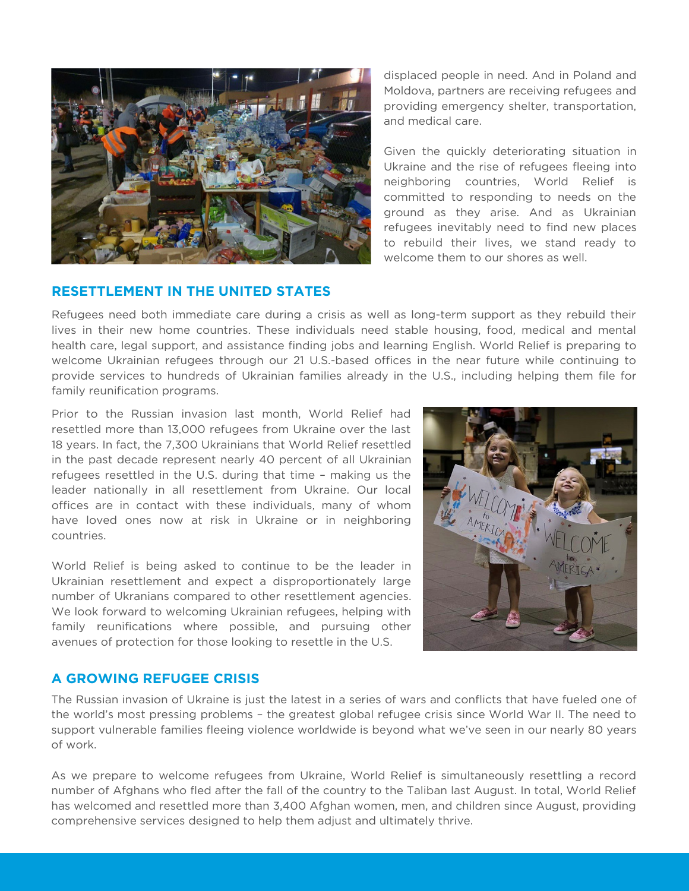displaced people in need. And in Poland and Moldova, partners are receiving refugees and providing emergency shelter, transportation, and medical care.

Given the quickly deteriorating situation in Ukraine and the rise of refugees fleeing into neighboring countries, World Relief is committed to responding to needs on the ground as they arise. And as Ukrainian refugees inevitably need to find new places to rebuild their lives, we stand ready to welcome them to our shores as well.

## RESETTLEMENT IN THE UNITED STATES

Refugees need both immediate care during a crisis as well as long-term support as they rebuild their lives in their new home countries. These individuals need stable housing, food, medical and mental health care, legal support, and assistance finding jobs and learning English. World Relief is preparing to welcome Ukrainian refugees through our 21 U.S.-based offices in the near future while continuing to provide services to hundreds of Ukrainian families already in the U.S., including helping them file for family reunification programs.

Prior to the Russian invasion last month, World Relief had resettled more than 13,000 refugees from Ukraine over the last 18 years. In fact, the 7,300 Ukrainians that World Relief resettled in the past decade represent nearly 40 percent of all Ukrainian refugees resettled in the U.S. during that time – making us the leader nationally in all resettlement from Ukraine. Our local offices are in contact with these individuals, many of whom have loved ones now at risk in Ukraine or in neighboring countries.

World Relief is being asked to continue to be the leader in Ukrainian resettlement and expect a disproportionately large number of Ukranians compared to other resettlement agencies. We look forward to welcoming Ukrainian refugees, helping with family reunifications where possible, and pursuing other avenues of protection for those looking to resettle in the U.S.

## A GROWING REFUGEE CRISIS

The Russian invasion of Ukraine is just the latest in a series of wars and conflicts that have fueled one of the world's most pressing problems – the greatest global refugee crisis since World War II. The need to support vulnerable families fleeing violence worldwide is beyond what we've seen in our nearly 80 years of work.

As we prepare to welcome refugees from Ukraine, World Relief is simultaneously resettling a record number of Afghans who fled after the fall of the country to the Taliban last August. In total, World Relief has welcomed and resettled more than 3,400 Afghan women, men, and children since August, providing comprehensive services designed to help them adjust and ultimately thrive.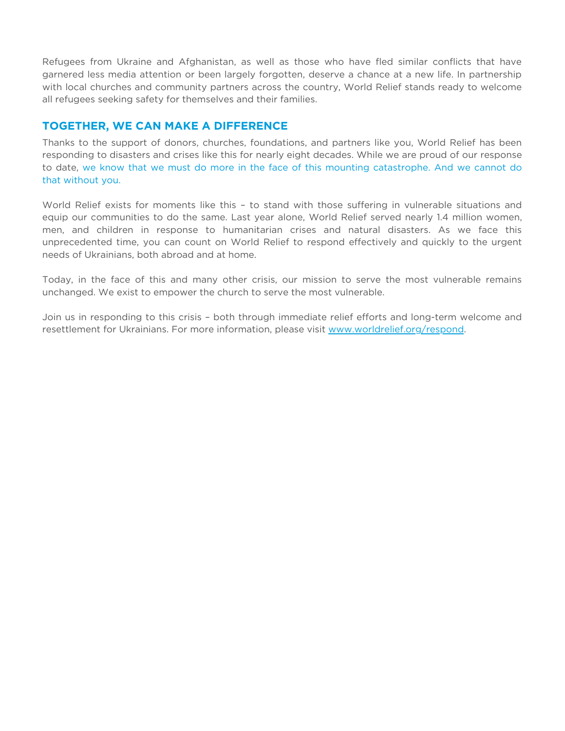Refugees from Ukraine and Afghanistan, as well as those who have fled similar conflicts that have garnered less media attention or been largely forgotten, deserve a chance at a new life. In partnership with local churches and community partners across the country, World Relief stands ready to welcome all refugees seeking safety for themselves and their families.

## TOGETHER, WE CAN MAKE A DIFFERENCE

Thanks to the support of donors, churches, foundations, and partners like you, World Relief has been responding to disasters and crises like this for nearly eight decades. While we are proud of our response to date, we know that we must do more in the face of this mounting catastrophe. And we cannot do that without you.

World Relief exists for moments like this – to stand with those suffering in vulnerable situations and equip our communities to do the same. Last year alone, World Relief served nearly 1.4 million women, men, and children in response to humanitarian crises and natural disasters. As we face this unprecedented time, you can count on World Relief to respond effectively and quickly to the urgent needs of Ukrainians, both abroad and at home.

Today, in the face of this and many other crisis, our mission to serve the most vulnerable remains unchanged. We exist to empower the church to serve the most vulnerable.

Join us in responding to this crisis – both through immediate relief efforts and long-term welcome and resettlement for Ukrainians. For more information, please visit [www.worldrelief.org/respond](http://www.worldrelief.org/respond).